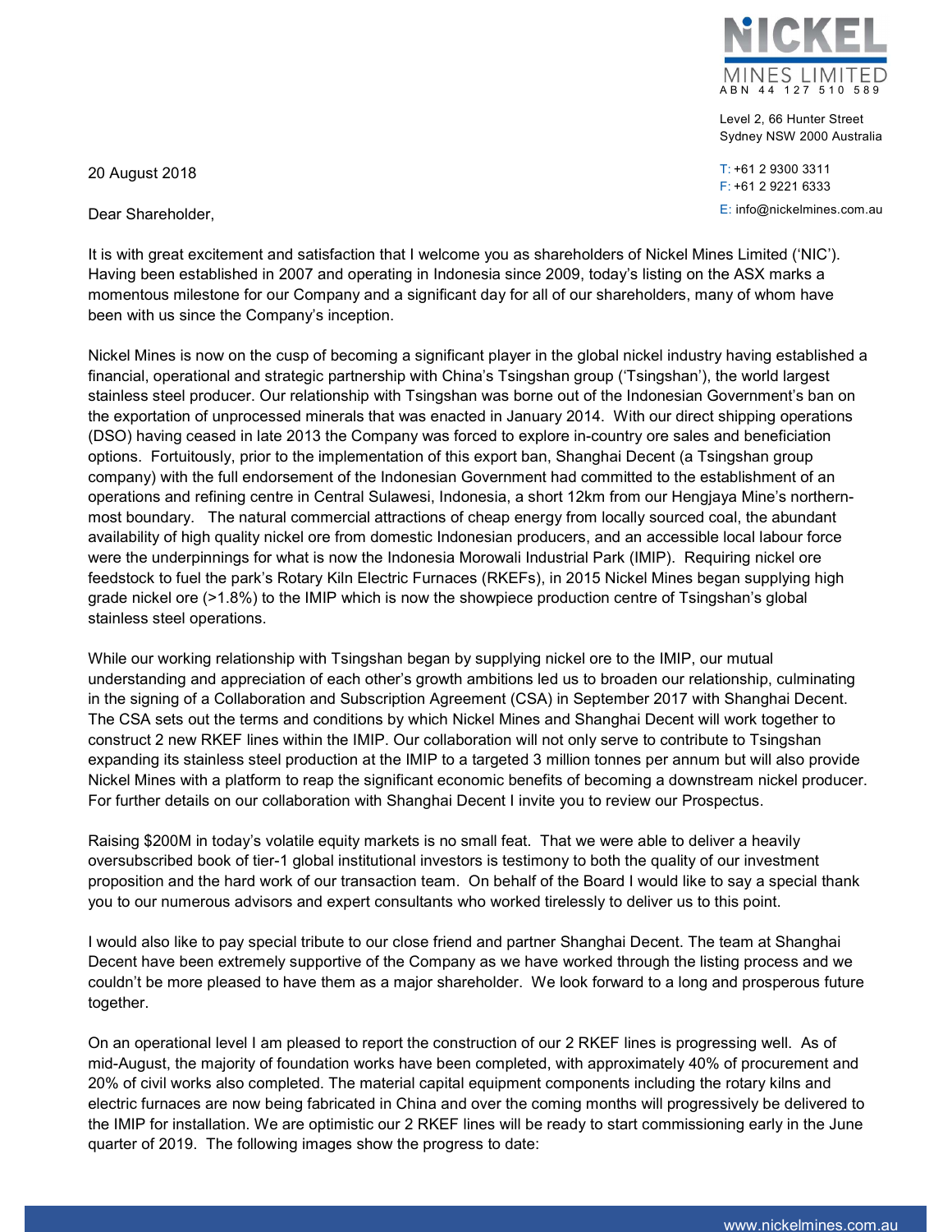**NICKEL MINES LIMITED**
ABN 44 127 510 589

Level 2, 66 Hunter Street
Sydney NSW 2000 Australia

T: +61 2 9300 3311
F: +61 2 9221 6333
E: info@nickelmines.com.au

20 August 2018

Dear Shareholder,

It is with great excitement and satisfaction that I welcome you as shareholders of Nickel Mines Limited ('NIC'). Having been established in 2007 and operating in Indonesia since 2009, today's listing on the ASX marks a momentous milestone for our Company and a significant day for all of our shareholders, many of whom have been with us since the Company's inception.

Nickel Mines is now on the cusp of becoming a significant player in the global nickel industry having established a financial, operational and strategic partnership with China's Tsingshan group ('Tsingshan'), the world largest stainless steel producer. Our relationship with Tsingshan was borne out of the Indonesian Government's ban on the exportation of unprocessed minerals that was enacted in January 2014. With our direct shipping operations (DSO) having ceased in late 2013 the Company was forced to explore in-country ore sales and beneficiation options. Fortuitously, prior to the implementation of this export ban, Shanghai Decent (a Tsingshan group company) with the full endorsement of the Indonesian Government had committed to the establishment of an operations and refining centre in Central Sulawesi, Indonesia, a short 12km from our Hengjaya Mine's northern-most boundary. The natural commercial attractions of cheap energy from locally sourced coal, the abundant availability of high quality nickel ore from domestic Indonesian producers, and an accessible local labour force were the underpinnings for what is now the Indonesia Morowali Industrial Park (IMIP). Requiring nickel ore feedstock to fuel the park's Rotary Kiln Electric Furnaces (RKEFs), in 2015 Nickel Mines began supplying high grade nickel ore (>1.8%) to the IMIP which is now the showpiece production centre of Tsingshan's global stainless steel operations.

While our working relationship with Tsingshan began by supplying nickel ore to the IMIP, our mutual understanding and appreciation of each other's growth ambitions led us to broaden our relationship, culminating in the signing of a Collaboration and Subscription Agreement (CSA) in September 2017 with Shanghai Decent. The CSA sets out the terms and conditions by which Nickel Mines and Shanghai Decent will work together to construct 2 new RKEF lines within the IMIP. Our collaboration will not only serve to contribute to Tsingshan expanding its stainless steel production at the IMIP to a targeted 3 million tonnes per annum but will also provide Nickel Mines with a platform to reap the significant economic benefits of becoming a downstream nickel producer. For further details on our collaboration with Shanghai Decent I invite you to review our Prospectus.

Raising $200M in today's volatile equity markets is no small feat. That we were able to deliver a heavily oversubscribed book of tier-1 global institutional investors is testimony to both the quality of our investment proposition and the hard work of our transaction team. On behalf of the Board I would like to say a special thank you to our numerous advisors and expert consultants who worked tirelessly to deliver us to this point.

I would also like to pay special tribute to our close friend and partner Shanghai Decent. The team at Shanghai Decent have been extremely supportive of the Company as we have worked through the listing process and we couldn't be more pleased to have them as a major shareholder. We look forward to a long and prosperous future together.

On an operational level I am pleased to report the construction of our 2 RKEF lines is progressing well. As of mid-August, the majority of foundation works have been completed, with approximately 40% of procurement and 20% of civil works also completed. The material capital equipment components including the rotary kilns and electric furnaces are now being fabricated in China and over the coming months will progressively be delivered to the IMIP for installation. We are optimistic our 2 RKEF lines will be ready to start commissioning early in the June quarter of 2019. The following images show the progress to date: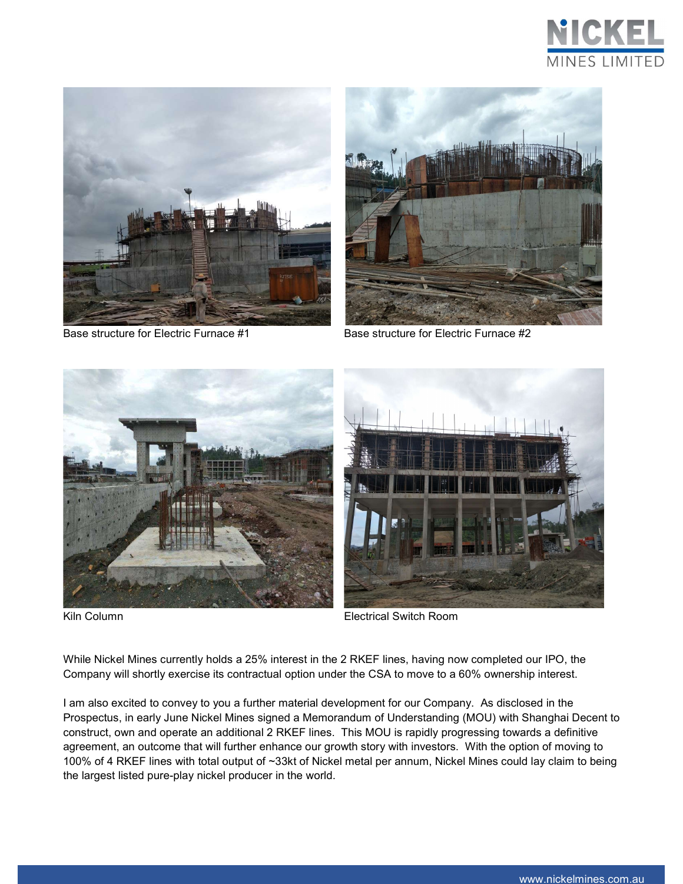Base structure for Electric Furnace #1

Base structure for Electric Furnace #2

Kiln Column

Electrical Switch Room

While Nickel Mines currently holds a 25% interest in the 2 RKEF lines, having now completed our IPO, the Company will shortly exercise its contractual option under the CSA to move to a 60% ownership interest.

I am also excited to convey to you a further material development for our Company. As disclosed in the Prospectus, in early June Nickel Mines signed a Memorandum of Understanding (MOU) with Shanghai Decent to construct, own and operate an additional 2 RKEF lines. This MOU is rapidly progressing towards a definitive agreement, an outcome that will further enhance our growth story with investors. With the option of moving to 100% of 4 RKEF lines with total output of ~33kt of Nickel metal per annum, Nickel Mines could lay claim to being the largest listed pure-play nickel producer in the world.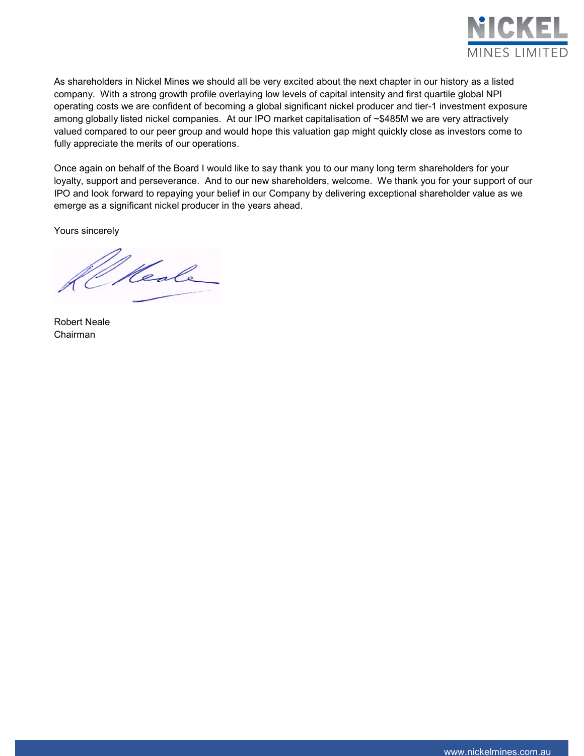As shareholders in Nickel Mines we should all be very excited about the next chapter in our history as a listed company. With a strong growth profile overlaying low levels of capital intensity and first quartile global NPI operating costs we are confident of becoming a global significant nickel producer and tier-1 investment exposure among globally listed nickel companies. At our IPO market capitalisation of ~$485M we are very attractively valued compared to our peer group and would hope this valuation gap might quickly close as investors come to fully appreciate the merits of our operations.

Once again on behalf of the Board I would like to say thank you to our many long term shareholders for your loyalty, support and perseverance. And to our new shareholders, welcome. We thank you for your support of our IPO and look forward to repaying your belief in our Company by delivering exceptional shareholder value as we emerge as a significant nickel producer in the years ahead.

Yours sincerely

Robert Neale
Chairman